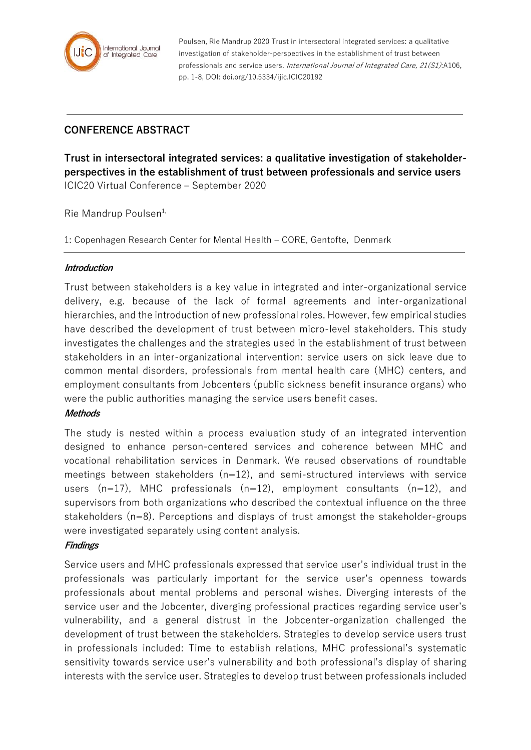Poulsen, Rie Mandrup 2020 Trust in intersectoral integrated services: a qualitative investigation of stakeholder-perspectives in the establishment of trust between professionals and service users. *International Journal of Integrated Care, 21(S1)*:A106, pp. 1-8, DOI: doi.org/10.5334/ijic.ICIC20192

## CONFERENCE ABSTRACT

# Trust in intersectoral integrated services: a qualitative investigation of stakeholder-perspectives in the establishment of trust between professionals and service users

ICIC20 Virtual Conference – September 2020

Rie Mandrup Poulsen[1,]

1: Copenhagen Research Center for Mental Health – CORE, Gentofte, Denmark

### *Introduction*

Trust between stakeholders is a key value in integrated and inter-organizational service delivery, e.g. because of the lack of formal agreements and inter-organizational hierarchies, and the introduction of new professional roles. However, few empirical studies have described the development of trust between micro-level stakeholders. This study investigates the challenges and the strategies used in the establishment of trust between stakeholders in an inter-organizational intervention: service users on sick leave due to common mental disorders, professionals from mental health care (MHC) centers, and employment consultants from Jobcenters (public sickness benefit insurance organs) who were the public authorities managing the service users benefit cases.

### *Methods*

The study is nested within a process evaluation study of an integrated intervention designed to enhance person-centered services and coherence between MHC and vocational rehabilitation services in Denmark. We reused observations of roundtable meetings between stakeholders (n=12), and semi-structured interviews with service users (n=17), MHC professionals (n=12), employment consultants (n=12), and supervisors from both organizations who described the contextual influence on the three stakeholders (n=8). Perceptions and displays of trust amongst the stakeholder-groups were investigated separately using content analysis.

### *Findings*

Service users and MHC professionals expressed that service user's individual trust in the professionals was particularly important for the service user's openness towards professionals about mental problems and personal wishes. Diverging interests of the service user and the Jobcenter, diverging professional practices regarding service user's vulnerability, and a general distrust in the Jobcenter-organization challenged the development of trust between the stakeholders. Strategies to develop service users trust in professionals included: Time to establish relations, MHC professional's systematic sensitivity towards service user's vulnerability and both professional's display of sharing interests with the service user. Strategies to develop trust between professionals included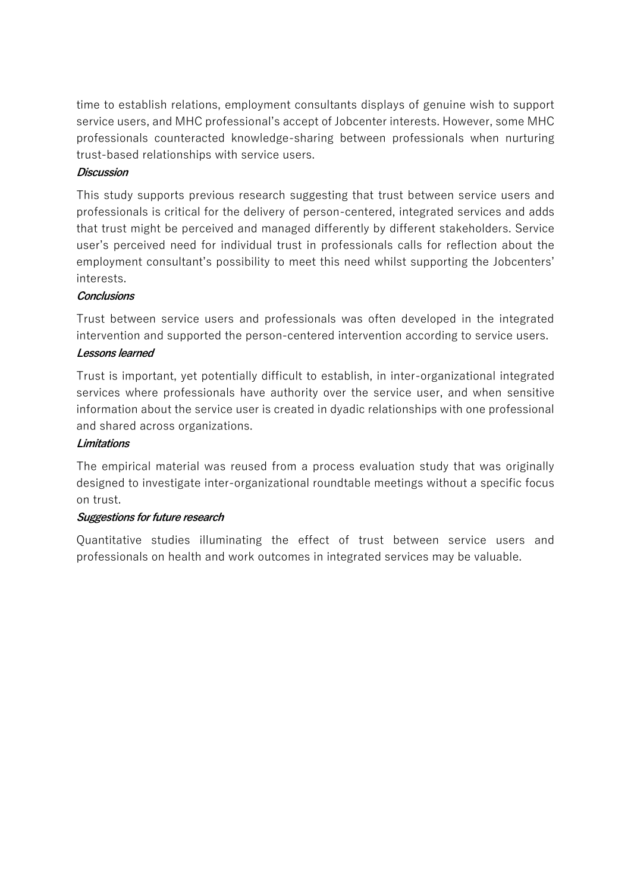time to establish relations, employment consultants displays of genuine wish to support service users, and MHC professional's accept of Jobcenter interests. However, some MHC professionals counteracted knowledge-sharing between professionals when nurturing trust-based relationships with service users.

***Discussion***

This study supports previous research suggesting that trust between service users and professionals is critical for the delivery of person-centered, integrated services and adds that trust might be perceived and managed differently by different stakeholders. Service user's perceived need for individual trust in professionals calls for reflection about the employment consultant's possibility to meet this need whilst supporting the Jobcenters' interests.

***Conclusions***

Trust between service users and professionals was often developed in the integrated intervention and supported the person-centered intervention according to service users.

***Lessons learned***

Trust is important, yet potentially difficult to establish, in inter-organizational integrated services where professionals have authority over the service user, and when sensitive information about the service user is created in dyadic relationships with one professional and shared across organizations.

***Limitations***

The empirical material was reused from a process evaluation study that was originally designed to investigate inter-organizational roundtable meetings without a specific focus on trust.

***Suggestions for future research***

Quantitative studies illuminating the effect of trust between service users and professionals on health and work outcomes in integrated services may be valuable.